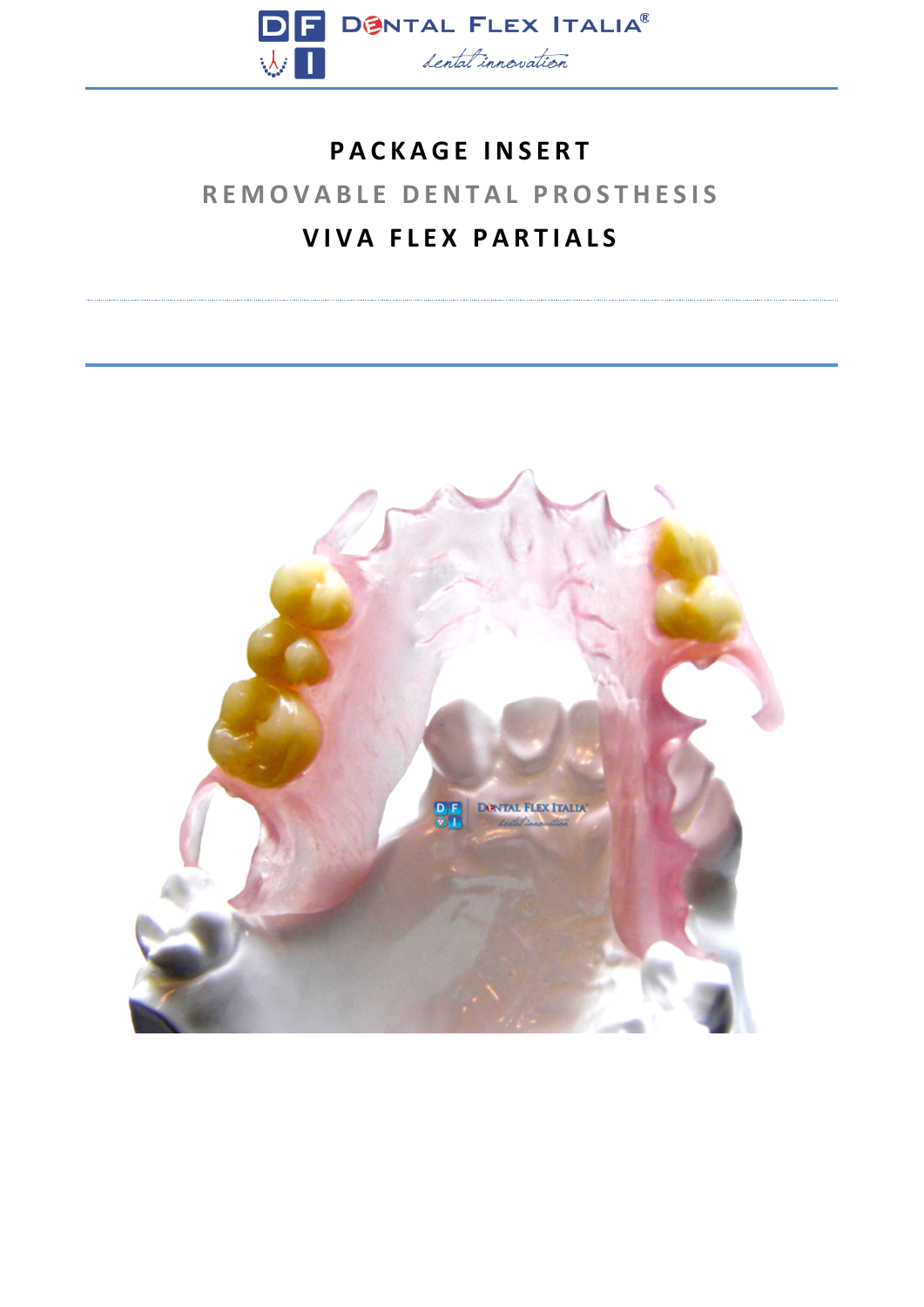# PACKAGE INSERT

## REMOVABLE DENTAL PROSTHESIS

## VIVA FLEX PARTIALS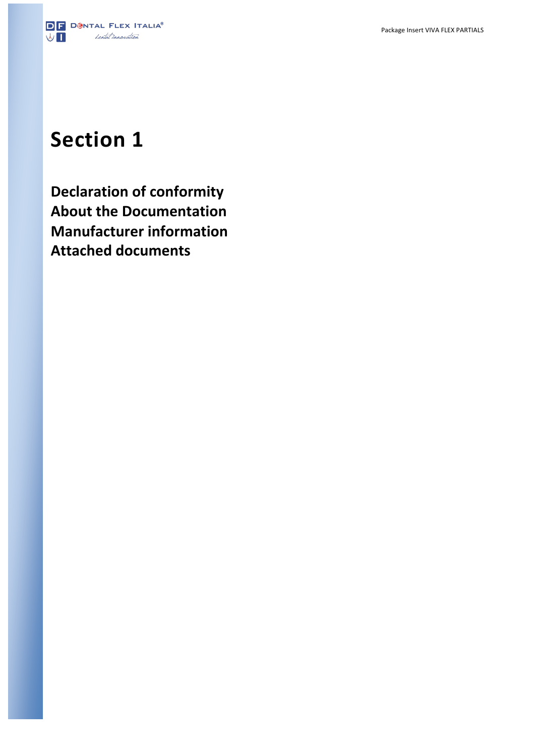# Section 1

**Declaration of conformity**
**About the Documentation**
**Manufacturer information**
**Attached documents**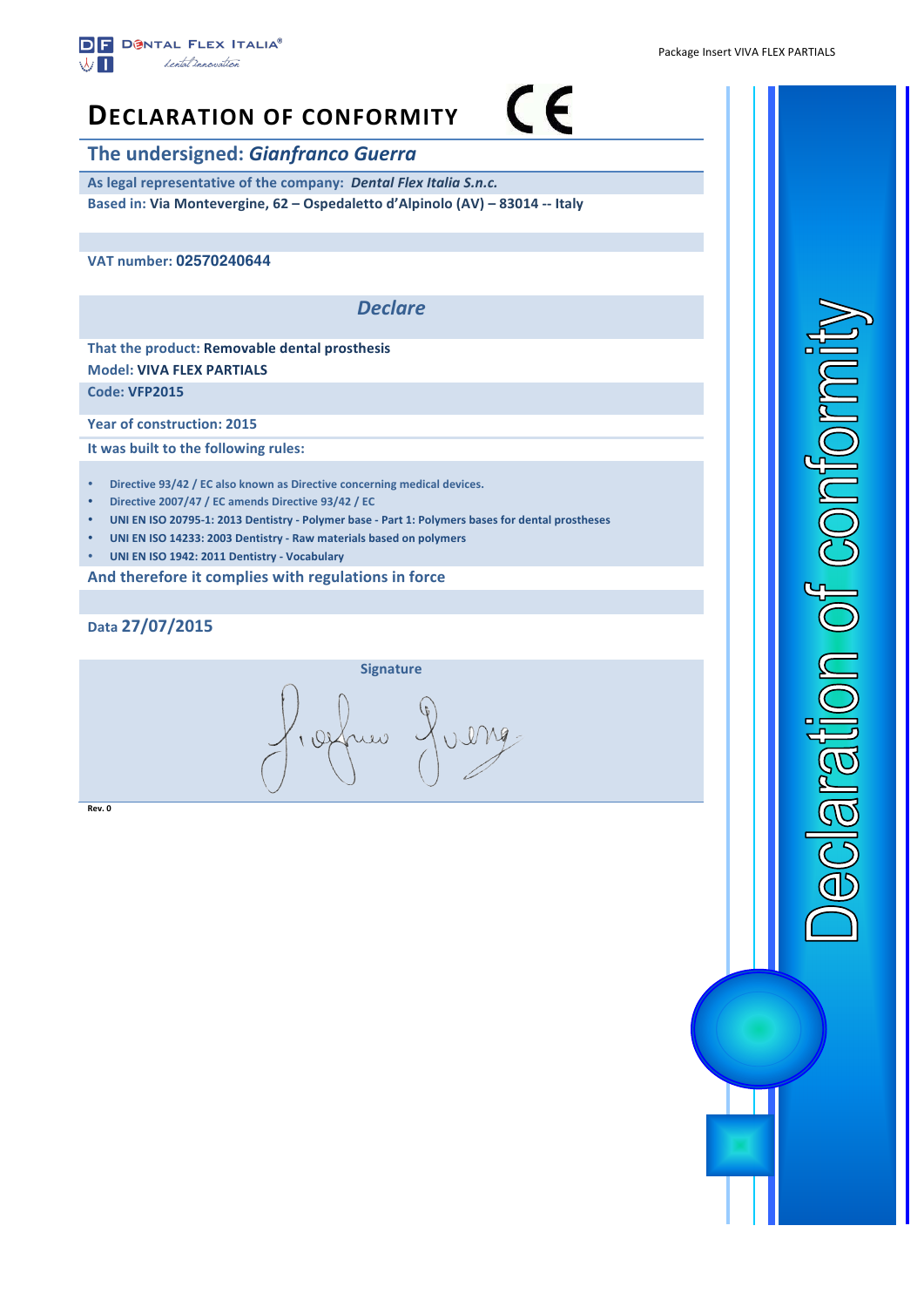# Declaration of conformity

## The undersigned: *Gianfranco Guerra*

As legal representative of the company: ***Dental Flex Italia S.n.c.***

Based in: **Via Montevergine, 62 – Ospedaletto d'Alpinolo (AV) – 83014 -- Italy**

VAT number: **02570240644**

### *Declare*

That the product: **Removable dental prosthesis**

Model: **VIVA FLEX PARTIALS**

Code: VFP2015

Year of construction: 2015

It was built to the following rules:

- Directive 93/42 / EC also known as Directive concerning medical devices.
- Directive 2007/47 / EC amends Directive 93/42 / EC
- UNI EN ISO 20795-1: 2013 Dentistry - Polymer base - Part 1: Polymers bases for dental prostheses
- UNI EN ISO 14233: 2003 Dentistry - Raw materials based on polymers
- UNI EN ISO 1942: 2011 Dentistry - Vocabulary

And therefore it complies with regulations in force

Data 27/07/2015

Signature

Rev. 0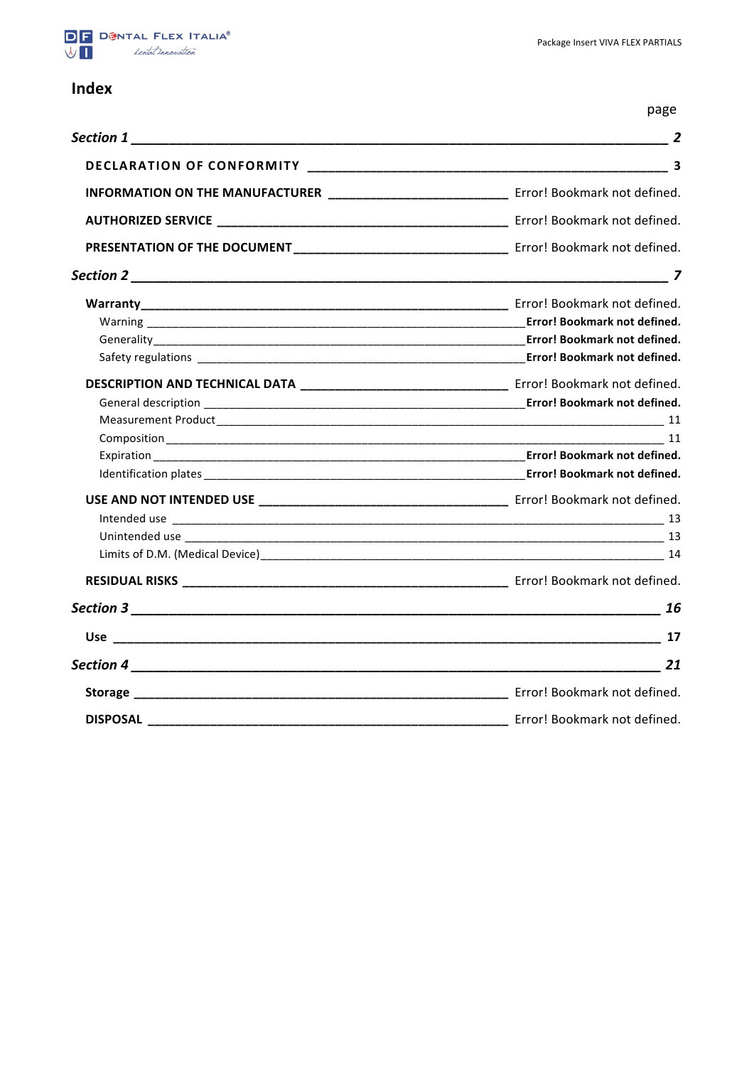# Index

page

| | |
|---|---|
| ***Section 1*** | ***2*** |
| **DECLARATION OF CONFORMITY** | **3** |
| **INFORMATION ON THE MANUFACTURER** | Error! Bookmark not defined. |
| **AUTHORIZED SERVICE** | Error! Bookmark not defined. |
| **PRESENTATION OF THE DOCUMENT** | Error! Bookmark not defined. |
| ***Section 2*** | ***7*** |
| **Warranty** | Error! Bookmark not defined. |
| Warning | **Error! Bookmark not defined.** |
| Generality | **Error! Bookmark not defined.** |
| Safety regulations | **Error! Bookmark not defined.** |
| **DESCRIPTION AND TECHNICAL DATA** | Error! Bookmark not defined. |
| General description | **Error! Bookmark not defined.** |
| Measurement Product | 11 |
| Composition | 11 |
| Expiration | **Error! Bookmark not defined.** |
| Identification plates | **Error! Bookmark not defined.** |
| **USE AND NOT INTENDED USE** | Error! Bookmark not defined. |
| Intended use | 13 |
| Unintended use | 13 |
| Limits of D.M. (Medical Device) | 14 |
| **RESIDUAL RISKS** | Error! Bookmark not defined. |
| ***Section 3*** | ***16*** |
| **Use** | **17** |
| ***Section 4*** | ***21*** |
| **Storage** | Error! Bookmark not defined. |
| **DISPOSAL** | Error! Bookmark not defined. |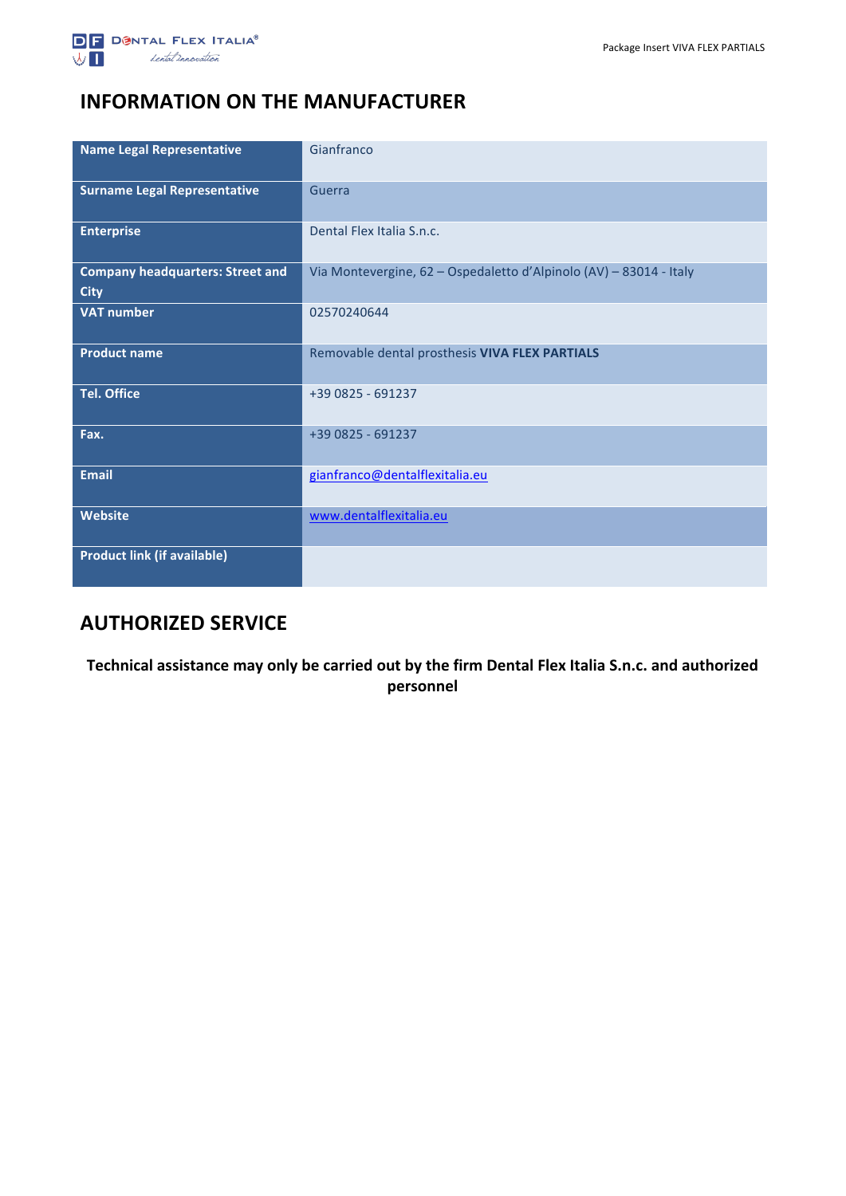# INFORMATION ON THE MANUFACTURER

| | |
|---|---|
| **Name Legal Representative** | Gianfranco |
| **Surname Legal Representative** | Guerra |
| **Enterprise** | Dental Flex Italia S.n.c. |
| **Company headquarters: Street and City** | Via Montevergine, 62 – Ospedaletto d'Alpinolo (AV) – 83014 - Italy |
| **VAT number** | 02570240644 |
| **Product name** | Removable dental prosthesis **VIVA FLEX PARTIALS** |
| **Tel. Office** | +39 0825 - 691237 |
| **Fax.** | +39 0825 - 691237 |
| **Email** | gianfranco@dentalflexitalia.eu |
| **Website** | www.dentalflexitalia.eu |
| **Product link (if available)** | |

# AUTHORIZED SERVICE

**Technical assistance may only be carried out by the firm Dental Flex Italia S.n.c. and authorized personnel**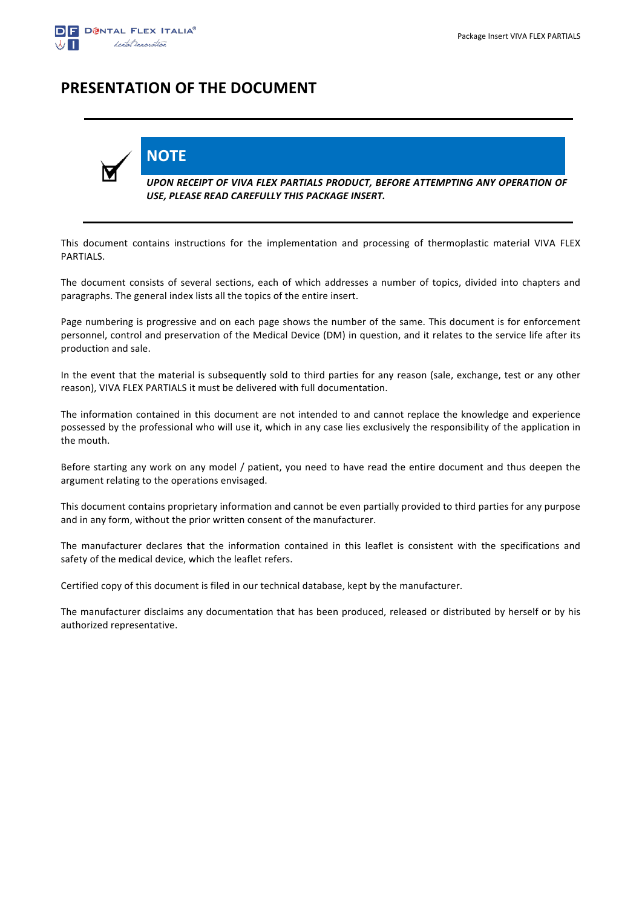# PRESENTATION OF THE DOCUMENT

---

## NOTE

***UPON RECEIPT OF VIVA FLEX PARTIALS PRODUCT, BEFORE ATTEMPTING ANY OPERATION OF USE, PLEASE READ CAREFULLY THIS PACKAGE INSERT.***

---

This document contains instructions for the implementation and processing of thermoplastic material VIVA FLEX PARTIALS.

The document consists of several sections, each of which addresses a number of topics, divided into chapters and paragraphs. The general index lists all the topics of the entire insert.

Page numbering is progressive and on each page shows the number of the same. This document is for enforcement personnel, control and preservation of the Medical Device (DM) in question, and it relates to the service life after its production and sale.

In the event that the material is subsequently sold to third parties for any reason (sale, exchange, test or any other reason), VIVA FLEX PARTIALS it must be delivered with full documentation.

The information contained in this document are not intended to and cannot replace the knowledge and experience possessed by the professional who will use it, which in any case lies exclusively the responsibility of the application in the mouth.

Before starting any work on any model / patient, you need to have read the entire document and thus deepen the argument relating to the operations envisaged.

This document contains proprietary information and cannot be even partially provided to third parties for any purpose and in any form, without the prior written consent of the manufacturer.

The manufacturer declares that the information contained in this leaflet is consistent with the specifications and safety of the medical device, which the leaflet refers.

Certified copy of this document is filed in our technical database, kept by the manufacturer.

The manufacturer disclaims any documentation that has been produced, released or distributed by herself or by his authorized representative.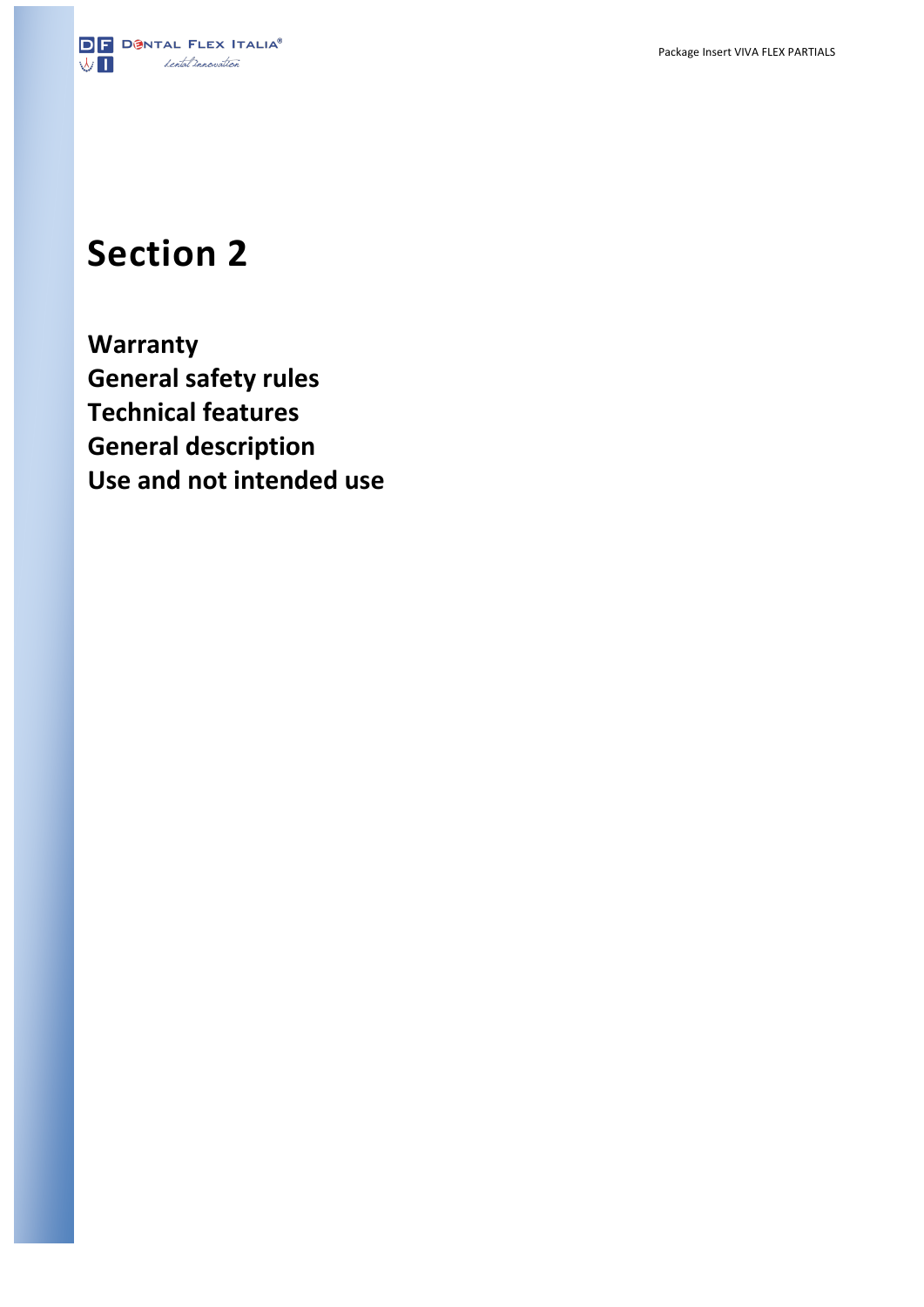# Section 2

**Warranty**
**General safety rules**
**Technical features**
**General description**
**Use and not intended use**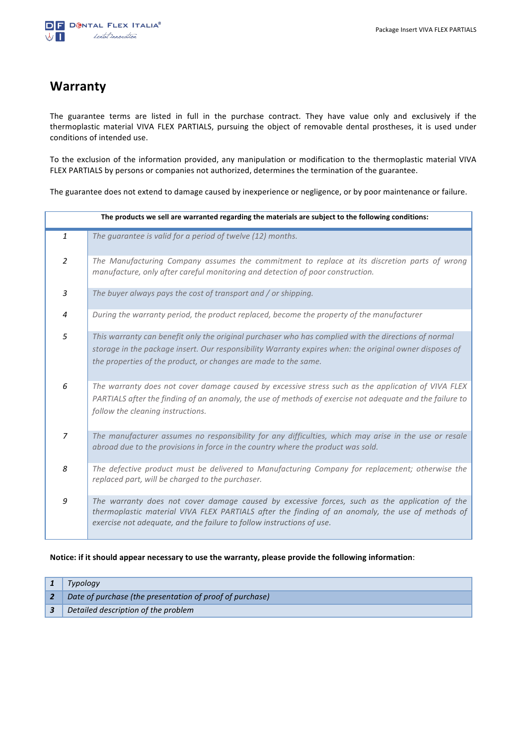## Warranty

The guarantee terms are listed in full in the purchase contract. They have value only and exclusively if the thermoplastic material VIVA FLEX PARTIALS, pursuing the object of removable dental prostheses, it is used under conditions of intended use.

To the exclusion of the information provided, any manipulation or modification to the thermoplastic material VIVA FLEX PARTIALS by persons or companies not authorized, determines the termination of the guarantee.

The guarantee does not extend to damage caused by inexperience or negligence, or by poor maintenance or failure.

| **The products we sell are warranted regarding the materials are subject to the following conditions:** | |
|---|---|
| *1* | *The guarantee is valid for a period of twelve (12) months.* |
| *2* | *The Manufacturing Company assumes the commitment to replace at its discretion parts of wrong manufacture, only after careful monitoring and detection of poor construction.* |
| *3* | *The buyer always pays the cost of transport and / or shipping.* |
| *4* | *During the warranty period, the product replaced, become the property of the manufacturer* |
| *5* | *This warranty can benefit only the original purchaser who has complied with the directions of normal storage in the package insert. Our responsibility Warranty expires when: the original owner disposes of the properties of the product, or changes are made to the same.* |
| *6* | *The warranty does not cover damage caused by excessive stress such as the application of VIVA FLEX PARTIALS after the finding of an anomaly, the use of methods of exercise not adequate and the failure to follow the cleaning instructions.* |
| *7* | *The manufacturer assumes no responsibility for any difficulties, which may arise in the use or resale abroad due to the provisions in force in the country where the product was sold.* |
| *8* | *The defective product must be delivered to Manufacturing Company for replacement; otherwise the replaced part, will be charged to the purchaser.* |
| *9* | *The warranty does not cover damage caused by excessive forces, such as the application of the thermoplastic material VIVA FLEX PARTIALS after the finding of an anomaly, the use of methods of exercise not adequate, and the failure to follow instructions of use.* |

**Notice: if it should appear necessary to use the warranty, please provide the following information**:

| | |
|---|---|
| ***1*** | *Typology* |
| ***2*** | *Date of purchase (the presentation of proof of purchase)* |
| ***3*** | *Detailed description of the problem* |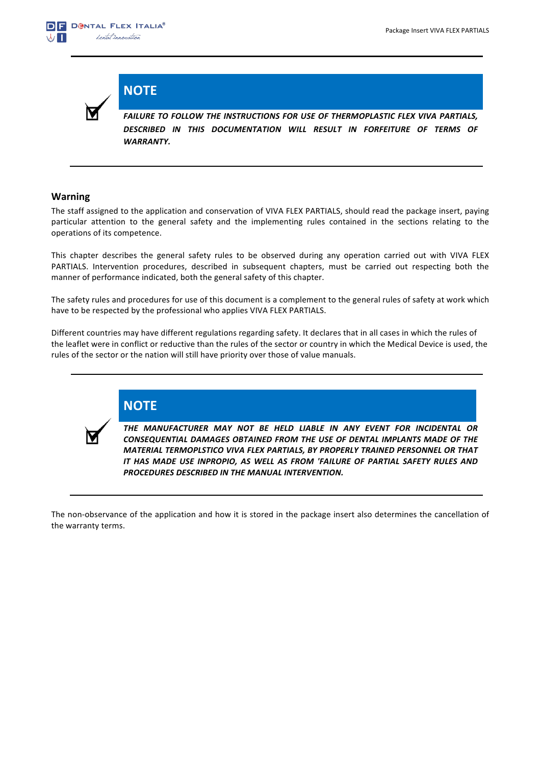## NOTE

***FAILURE TO FOLLOW THE INSTRUCTIONS FOR USE OF THERMOPLASTIC FLEX VIVA PARTIALS, DESCRIBED IN THIS DOCUMENTATION WILL RESULT IN FORFEITURE OF TERMS OF WARRANTY.***

## Warning

The staff assigned to the application and conservation of VIVA FLEX PARTIALS, should read the package insert, paying particular attention to the general safety and the implementing rules contained in the sections relating to the operations of its competence.

This chapter describes the general safety rules to be observed during any operation carried out with VIVA FLEX PARTIALS. Intervention procedures, described in subsequent chapters, must be carried out respecting both the manner of performance indicated, both the general safety of this chapter.

The safety rules and procedures for use of this document is a complement to the general rules of safety at work which have to be respected by the professional who applies VIVA FLEX PARTIALS.

Different countries may have different regulations regarding safety. It declares that in all cases in which the rules of the leaflet were in conflict or reductive than the rules of the sector or country in which the Medical Device is used, the rules of the sector or the nation will still have priority over those of value manuals.

## NOTE

***THE MANUFACTURER MAY NOT BE HELD LIABLE IN ANY EVENT FOR INCIDENTAL OR CONSEQUENTIAL DAMAGES OBTAINED FROM THE USE OF DENTAL IMPLANTS MADE OF THE MATERIAL TERMOPLSTICO VIVA FLEX PARTIALS, BY PROPERLY TRAINED PERSONNEL OR THAT IT HAS MADE USE INPROPIO, AS WELL AS FROM 'FAILURE OF PARTIAL SAFETY RULES AND PROCEDURES DESCRIBED IN THE MANUAL INTERVENTION.***

The non-observance of the application and how it is stored in the package insert also determines the cancellation of the warranty terms.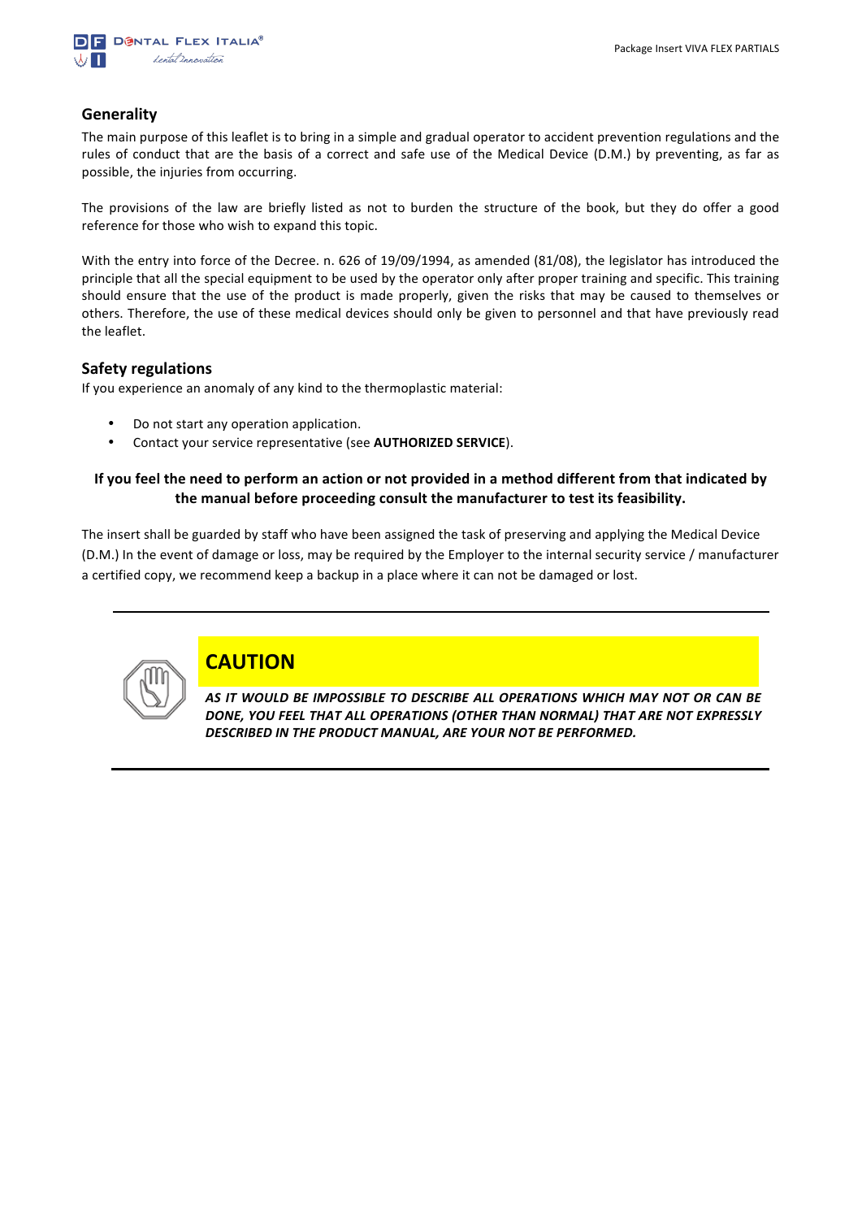## Generality

The main purpose of this leaflet is to bring in a simple and gradual operator to accident prevention regulations and the rules of conduct that are the basis of a correct and safe use of the Medical Device (D.M.) by preventing, as far as possible, the injuries from occurring.

The provisions of the law are briefly listed as not to burden the structure of the book, but they do offer a good reference for those who wish to expand this topic.

With the entry into force of the Decree. n. 626 of 19/09/1994, as amended (81/08), the legislator has introduced the principle that all the special equipment to be used by the operator only after proper training and specific. This training should ensure that the use of the product is made properly, given the risks that may be caused to themselves or others. Therefore, the use of these medical devices should only be given to personnel and that have previously read the leaflet.

## Safety regulations

If you experience an anomaly of any kind to the thermoplastic material:

- Do not start any operation application.
- Contact your service representative (see **AUTHORIZED SERVICE**).

**If you feel the need to perform an action or not provided in a method different from that indicated by the manual before proceeding consult the manufacturer to test its feasibility.**

The insert shall be guarded by staff who have been assigned the task of preserving and applying the Medical Device (D.M.) In the event of damage or loss, may be required by the Employer to the internal security service / manufacturer a certified copy, we recommend keep a backup in a place where it can not be damaged or lost.

---

### CAUTION

***AS IT WOULD BE IMPOSSIBLE TO DESCRIBE ALL OPERATIONS WHICH MAY NOT OR CAN BE DONE, YOU FEEL THAT ALL OPERATIONS (OTHER THAN NORMAL) THAT ARE NOT EXPRESSLY DESCRIBED IN THE PRODUCT MANUAL, ARE YOUR NOT BE PERFORMED.***

---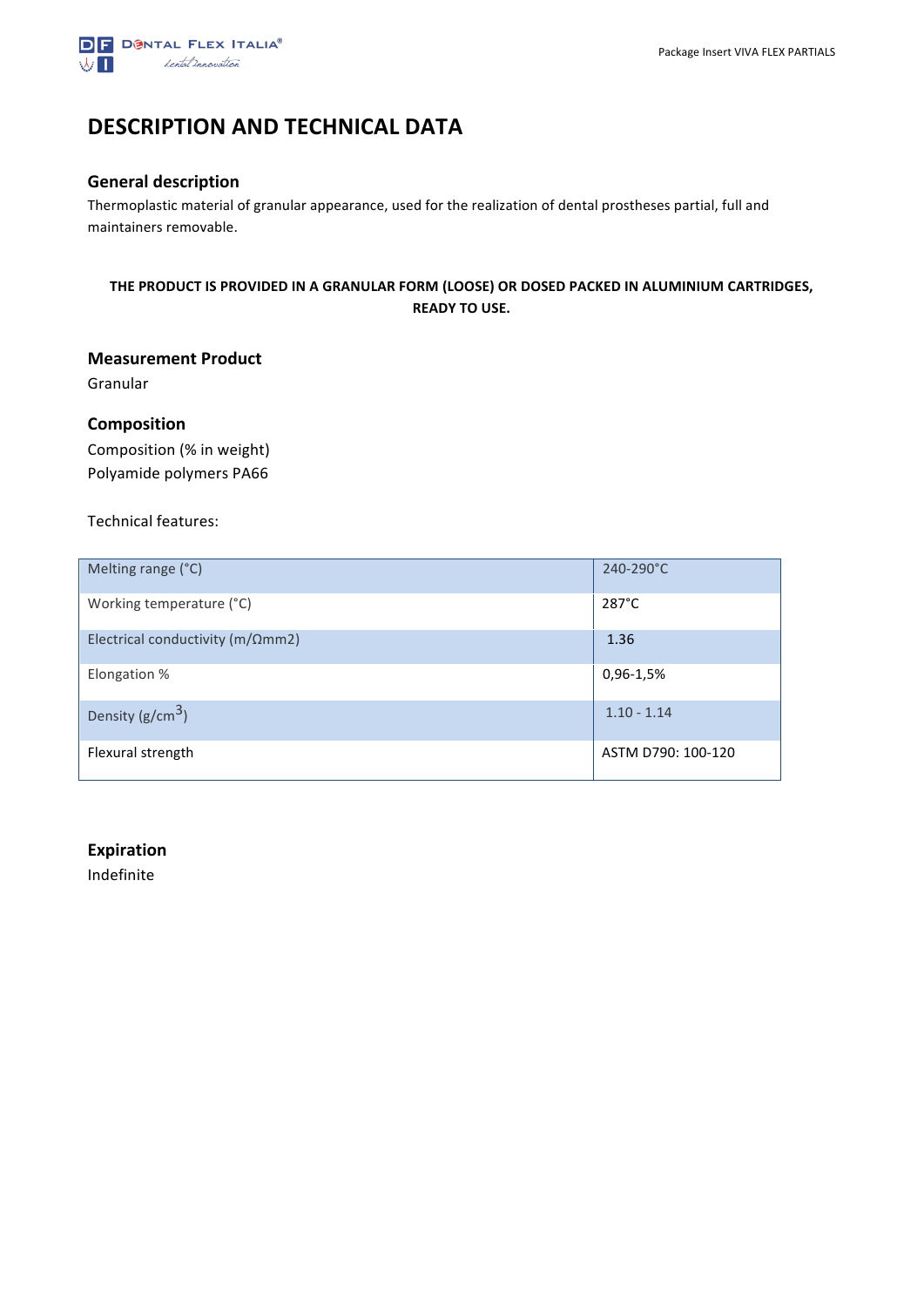# DESCRIPTION AND TECHNICAL DATA

## General description

Thermoplastic material of granular appearance, used for the realization of dental prostheses partial, full and maintainers removable.

**THE PRODUCT IS PROVIDED IN A GRANULAR FORM (LOOSE) OR DOSED PACKED IN ALUMINIUM CARTRIDGES, READY TO USE.**

## Measurement Product

Granular

## Composition

Composition (% in weight)
Polyamide polymers PA66

Technical features:

| Melting range (°C) | 240-290°C |
|---|---|
| Working temperature (°C) | 287°C |
| Electrical conductivity (m/Ωmm2) | 1.36 |
| Elongation % | 0,96-1,5% |
| Density (g/cm$^3$) | 1.10 - 1.14 |
| Flexural strength | ASTM D790: 100-120 |

## Expiration

Indefinite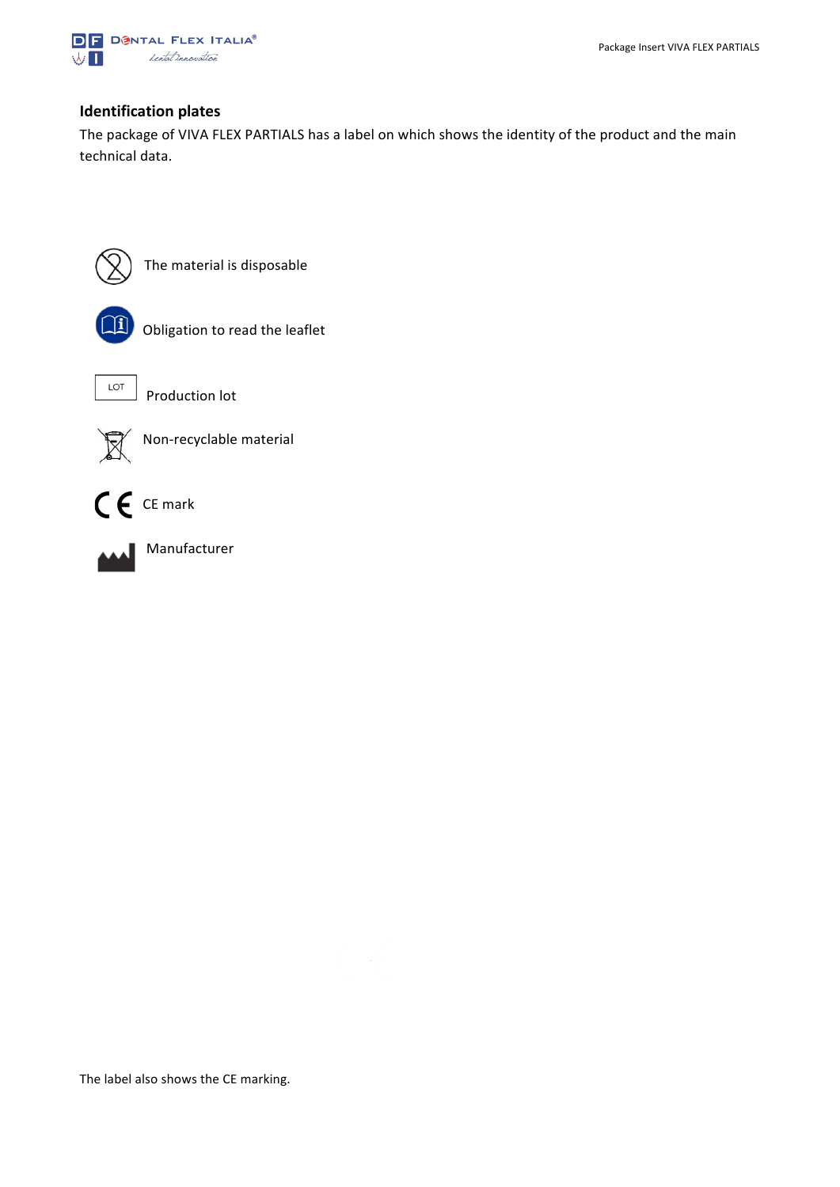## Identification plates

The package of VIVA FLEX PARTIALS has a label on which shows the identity of the product and the main technical data.

The material is disposable

Obligation to read the leaflet

LOT Production lot

Non-recyclable material

CE mark

Manufacturer

The label also shows the CE marking.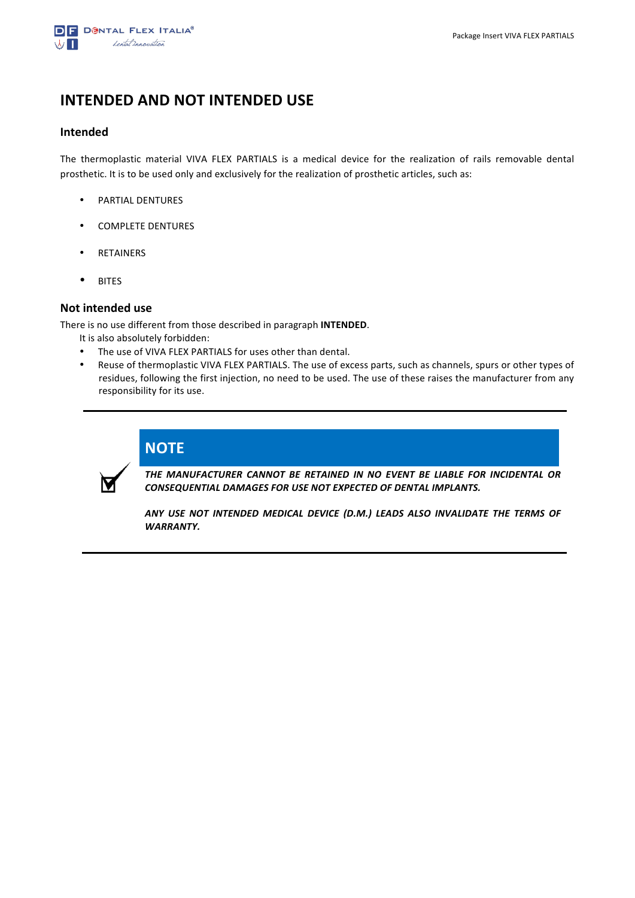# INTENDED AND NOT INTENDED USE

## Intended

The thermoplastic material VIVA FLEX PARTIALS is a medical device for the realization of rails removable dental prosthetic. It is to be used only and exclusively for the realization of prosthetic articles, such as:

- PARTIAL DENTURES
- COMPLETE DENTURES
- RETAINERS
- BITES

## Not intended use

There is no use different from those described in paragraph **INTENDED**.

It is also absolutely forbidden:

- The use of VIVA FLEX PARTIALS for uses other than dental.
- Reuse of thermoplastic VIVA FLEX PARTIALS. The use of excess parts, such as channels, spurs or other types of residues, following the first injection, no need to be used. The use of these raises the manufacturer from any responsibility for its use.

---

### NOTE

***THE MANUFACTURER CANNOT BE RETAINED IN NO EVENT BE LIABLE FOR INCIDENTAL OR CONSEQUENTIAL DAMAGES FOR USE NOT EXPECTED OF DENTAL IMPLANTS.***

***ANY USE NOT INTENDED MEDICAL DEVICE (D.M.) LEADS ALSO INVALIDATE THE TERMS OF WARRANTY.***

---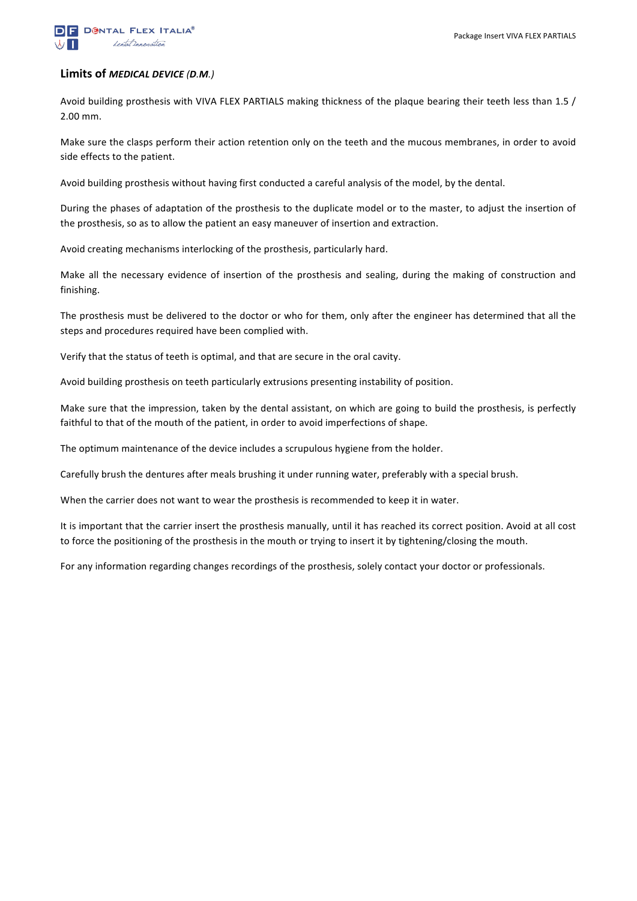## Limits of *MEDICAL DEVICE (D.M.)*

Avoid building prosthesis with VIVA FLEX PARTIALS making thickness of the plaque bearing their teeth less than 1.5 / 2.00 mm.

Make sure the clasps perform their action retention only on the teeth and the mucous membranes, in order to avoid side effects to the patient.

Avoid building prosthesis without having first conducted a careful analysis of the model, by the dental.

During the phases of adaptation of the prosthesis to the duplicate model or to the master, to adjust the insertion of the prosthesis, so as to allow the patient an easy maneuver of insertion and extraction.

Avoid creating mechanisms interlocking of the prosthesis, particularly hard.

Make all the necessary evidence of insertion of the prosthesis and sealing, during the making of construction and finishing.

The prosthesis must be delivered to the doctor or who for them, only after the engineer has determined that all the steps and procedures required have been complied with.

Verify that the status of teeth is optimal, and that are secure in the oral cavity.

Avoid building prosthesis on teeth particularly extrusions presenting instability of position.

Make sure that the impression, taken by the dental assistant, on which are going to build the prosthesis, is perfectly faithful to that of the mouth of the patient, in order to avoid imperfections of shape.

The optimum maintenance of the device includes a scrupulous hygiene from the holder.

Carefully brush the dentures after meals brushing it under running water, preferably with a special brush.

When the carrier does not want to wear the prosthesis is recommended to keep it in water.

It is important that the carrier insert the prosthesis manually, until it has reached its correct position. Avoid at all cost to force the positioning of the prosthesis in the mouth or trying to insert it by tightening/closing the mouth.

For any information regarding changes recordings of the prosthesis, solely contact your doctor or professionals.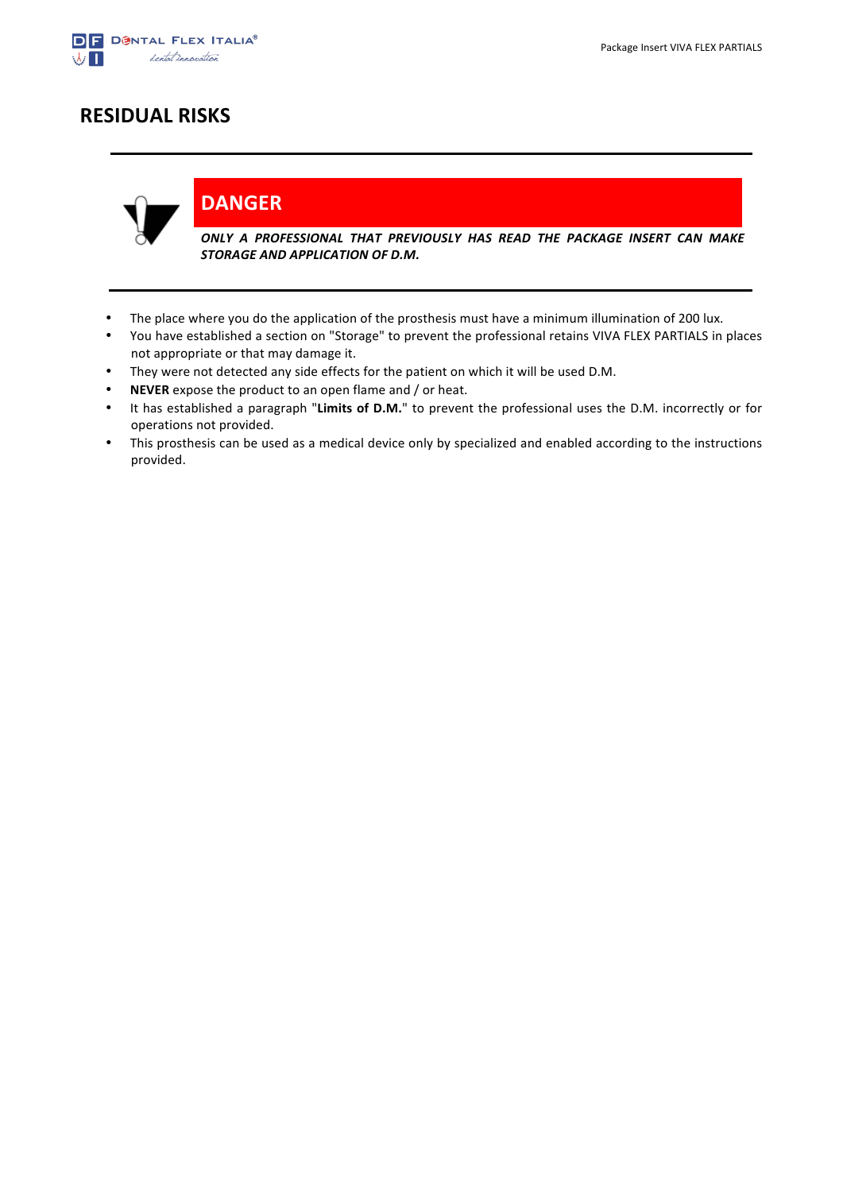# RESIDUAL RISKS

**DANGER**

***ONLY A PROFESSIONAL THAT PREVIOUSLY HAS READ THE PACKAGE INSERT CAN MAKE STORAGE AND APPLICATION OF D.M.***

- The place where you do the application of the prosthesis must have a minimum illumination of 200 lux.
- You have established a section on "Storage" to prevent the professional retains VIVA FLEX PARTIALS in places not appropriate or that may damage it.
- They were not detected any side effects for the patient on which it will be used D.M.
- **NEVER** expose the product to an open flame and / or heat.
- It has established a paragraph "**Limits of D.M.**" to prevent the professional uses the D.M. incorrectly or for operations not provided.
- This prosthesis can be used as a medical device only by specialized and enabled according to the instructions provided.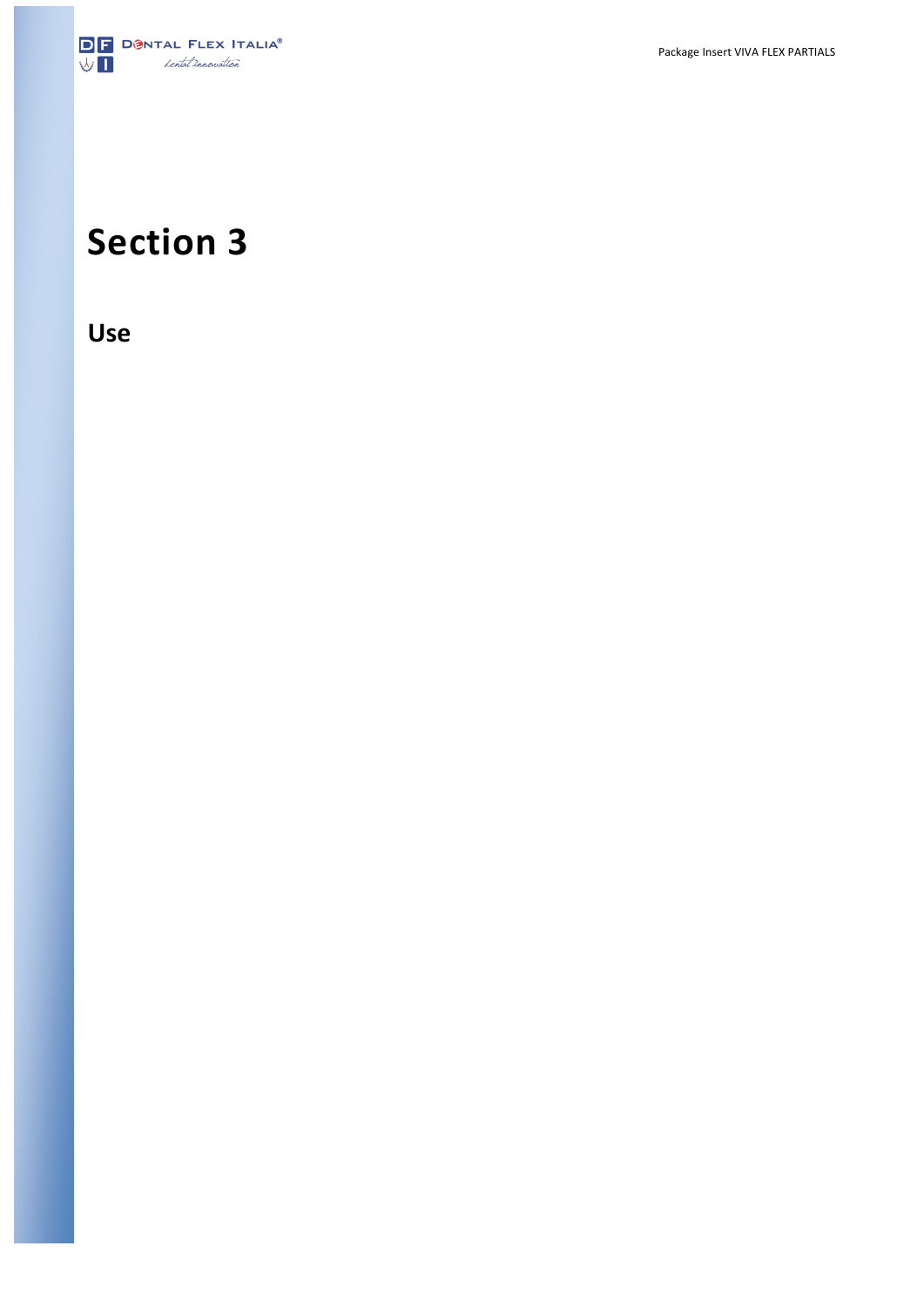# Section 3

## Use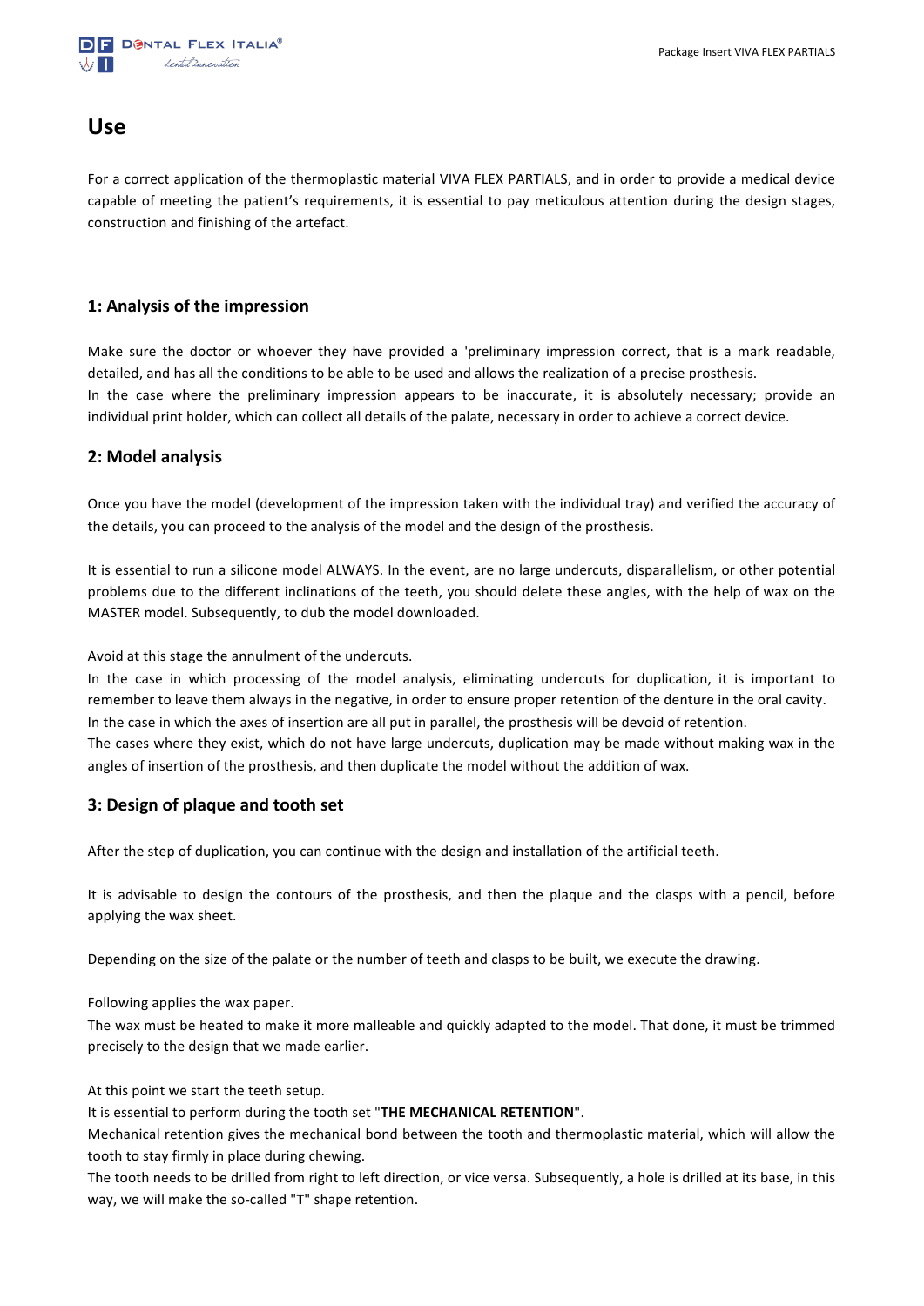# Use

For a correct application of the thermoplastic material VIVA FLEX PARTIALS, and in order to provide a medical device capable of meeting the patient's requirements, it is essential to pay meticulous attention during the design stages, construction and finishing of the artefact.

## 1: Analysis of the impression

Make sure the doctor or whoever they have provided a 'preliminary impression correct, that is a mark readable, detailed, and has all the conditions to be able to be used and allows the realization of a precise prosthesis.
In the case where the preliminary impression appears to be inaccurate, it is absolutely necessary; provide an individual print holder, which can collect all details of the palate, necessary in order to achieve a correct device.

## 2: Model analysis

Once you have the model (development of the impression taken with the individual tray) and verified the accuracy of the details, you can proceed to the analysis of the model and the design of the prosthesis.

It is essential to run a silicone model ALWAYS. In the event, are no large undercuts, disparallelism, or other potential problems due to the different inclinations of the teeth, you should delete these angles, with the help of wax on the MASTER model. Subsequently, to dub the model downloaded.

Avoid at this stage the annulment of the undercuts.
In the case in which processing of the model analysis, eliminating undercuts for duplication, it is important to remember to leave them always in the negative, in order to ensure proper retention of the denture in the oral cavity.
In the case in which the axes of insertion are all put in parallel, the prosthesis will be devoid of retention.
The cases where they exist, which do not have large undercuts, duplication may be made without making wax in the angles of insertion of the prosthesis, and then duplicate the model without the addition of wax.

## 3: Design of plaque and tooth set

After the step of duplication, you can continue with the design and installation of the artificial teeth.

It is advisable to design the contours of the prosthesis, and then the plaque and the clasps with a pencil, before applying the wax sheet.

Depending on the size of the palate or the number of teeth and clasps to be built, we execute the drawing.

Following applies the wax paper.
The wax must be heated to make it more malleable and quickly adapted to the model. That done, it must be trimmed precisely to the design that we made earlier.

At this point we start the teeth setup.
It is essential to perform during the tooth set "**THE MECHANICAL RETENTION**".
Mechanical retention gives the mechanical bond between the tooth and thermoplastic material, which will allow the tooth to stay firmly in place during chewing.
The tooth needs to be drilled from right to left direction, or vice versa. Subsequently, a hole is drilled at its base, in this way, we will make the so-called "**T**" shape retention.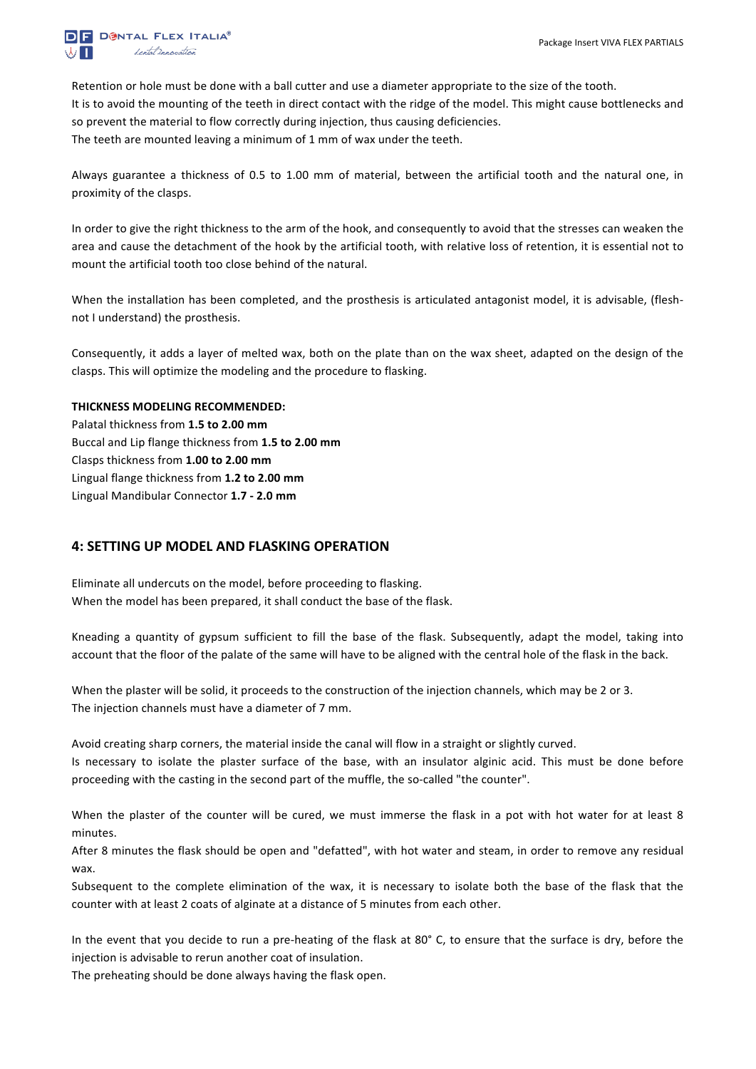Retention or hole must be done with a ball cutter and use a diameter appropriate to the size of the tooth.
It is to avoid the mounting of the teeth in direct contact with the ridge of the model. This might cause bottlenecks and so prevent the material to flow correctly during injection, thus causing deficiencies.
The teeth are mounted leaving a minimum of 1 mm of wax under the teeth.

Always guarantee a thickness of 0.5 to 1.00 mm of material, between the artificial tooth and the natural one, in proximity of the clasps.

In order to give the right thickness to the arm of the hook, and consequently to avoid that the stresses can weaken the area and cause the detachment of the hook by the artificial tooth, with relative loss of retention, it is essential not to mount the artificial tooth too close behind of the natural.

When the installation has been completed, and the prosthesis is articulated antagonist model, it is advisable, (flesh-not I understand) the prosthesis.

Consequently, it adds a layer of melted wax, both on the plate than on the wax sheet, adapted on the design of the clasps. This will optimize the modeling and the procedure to flasking.

**THICKNESS MODELING RECOMMENDED:**
Palatal thickness from **1.5 to 2.00 mm**
Buccal and Lip flange thickness from **1.5 to 2.00 mm**
Clasps thickness from **1.00 to 2.00 mm**
Lingual flange thickness from **1.2 to 2.00 mm**
Lingual Mandibular Connector **1.7 - 2.0 mm**

## 4: SETTING UP MODEL AND FLASKING OPERATION

Eliminate all undercuts on the model, before proceeding to flasking.
When the model has been prepared, it shall conduct the base of the flask.

Kneading a quantity of gypsum sufficient to fill the base of the flask. Subsequently, adapt the model, taking into account that the floor of the palate of the same will have to be aligned with the central hole of the flask in the back.

When the plaster will be solid, it proceeds to the construction of the injection channels, which may be 2 or 3.
The injection channels must have a diameter of 7 mm.

Avoid creating sharp corners, the material inside the canal will flow in a straight or slightly curved.
Is necessary to isolate the plaster surface of the base, with an insulator alginic acid. This must be done before proceeding with the casting in the second part of the muffle, the so-called "the counter".

When the plaster of the counter will be cured, we must immerse the flask in a pot with hot water for at least 8 minutes.
After 8 minutes the flask should be open and "defatted", with hot water and steam, in order to remove any residual wax.
Subsequent to the complete elimination of the wax, it is necessary to isolate both the base of the flask that the counter with at least 2 coats of alginate at a distance of 5 minutes from each other.

In the event that you decide to run a pre-heating of the flask at 80° C, to ensure that the surface is dry, before the injection is advisable to rerun another coat of insulation.
The preheating should be done always having the flask open.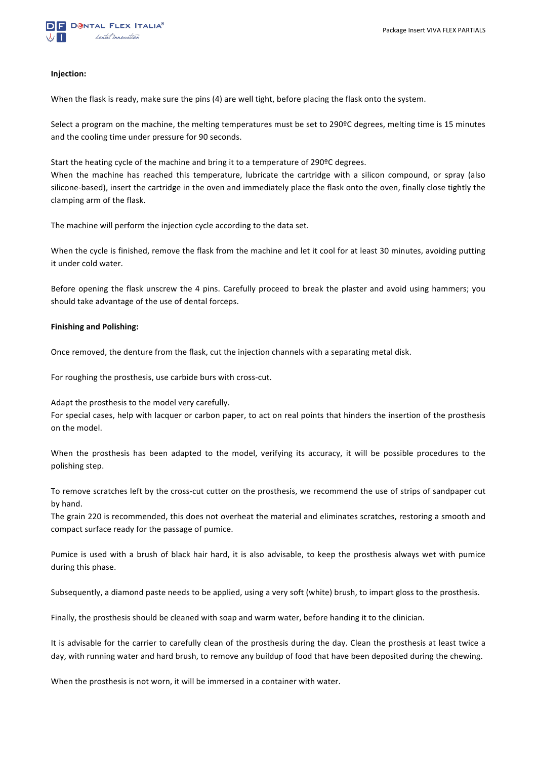**Injection:**

When the flask is ready, make sure the pins (4) are well tight, before placing the flask onto the system.

Select a program on the machine, the melting temperatures must be set to 290ºC degrees, melting time is 15 minutes and the cooling time under pressure for 90 seconds.

Start the heating cycle of the machine and bring it to a temperature of 290ºC degrees.
When the machine has reached this temperature, lubricate the cartridge with a silicon compound, or spray (also silicone-based), insert the cartridge in the oven and immediately place the flask onto the oven, finally close tightly the clamping arm of the flask.

The machine will perform the injection cycle according to the data set.

When the cycle is finished, remove the flask from the machine and let it cool for at least 30 minutes, avoiding putting it under cold water.

Before opening the flask unscrew the 4 pins. Carefully proceed to break the plaster and avoid using hammers; you should take advantage of the use of dental forceps.

**Finishing and Polishing:**

Once removed, the denture from the flask, cut the injection channels with a separating metal disk.

For roughing the prosthesis, use carbide burs with cross-cut.

Adapt the prosthesis to the model very carefully.
For special cases, help with lacquer or carbon paper, to act on real points that hinders the insertion of the prosthesis on the model.

When the prosthesis has been adapted to the model, verifying its accuracy, it will be possible procedures to the polishing step.

To remove scratches left by the cross-cut cutter on the prosthesis, we recommend the use of strips of sandpaper cut by hand.
The grain 220 is recommended, this does not overheat the material and eliminates scratches, restoring a smooth and compact surface ready for the passage of pumice.

Pumice is used with a brush of black hair hard, it is also advisable, to keep the prosthesis always wet with pumice during this phase.

Subsequently, a diamond paste needs to be applied, using a very soft (white) brush, to impart gloss to the prosthesis.

Finally, the prosthesis should be cleaned with soap and warm water, before handing it to the clinician.

It is advisable for the carrier to carefully clean of the prosthesis during the day. Clean the prosthesis at least twice a day, with running water and hard brush, to remove any buildup of food that have been deposited during the chewing.

When the prosthesis is not worn, it will be immersed in a container with water.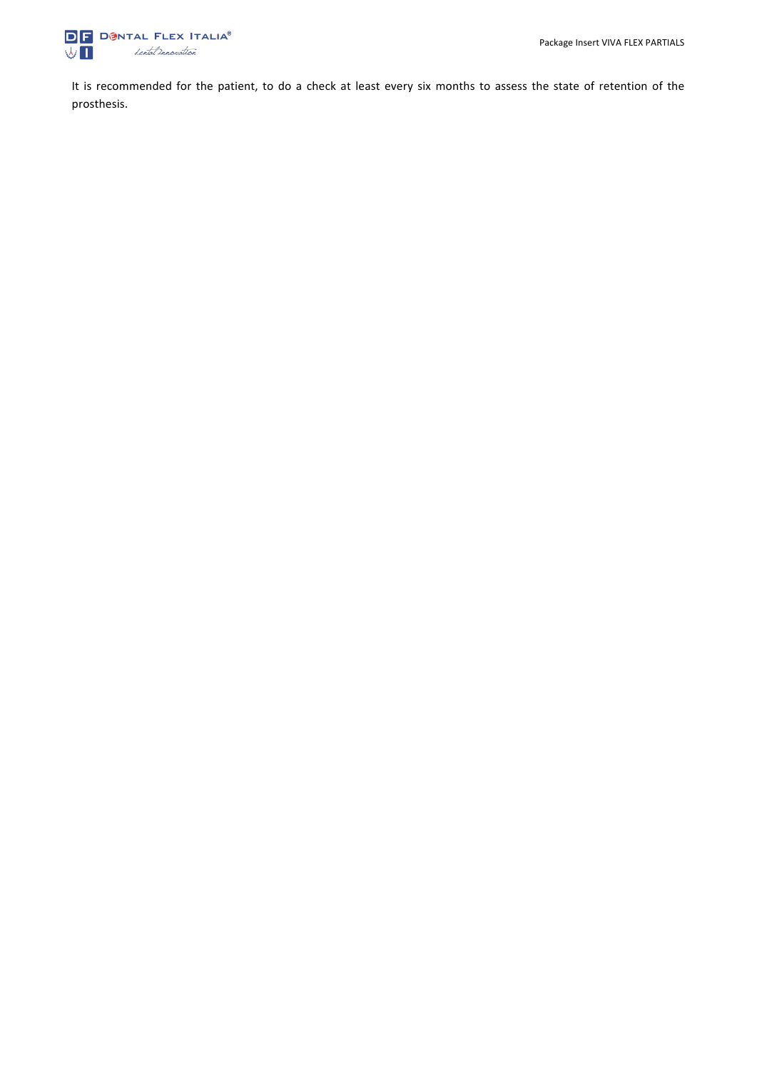It is recommended for the patient, to do a check at least every six months to assess the state of retention of the prosthesis.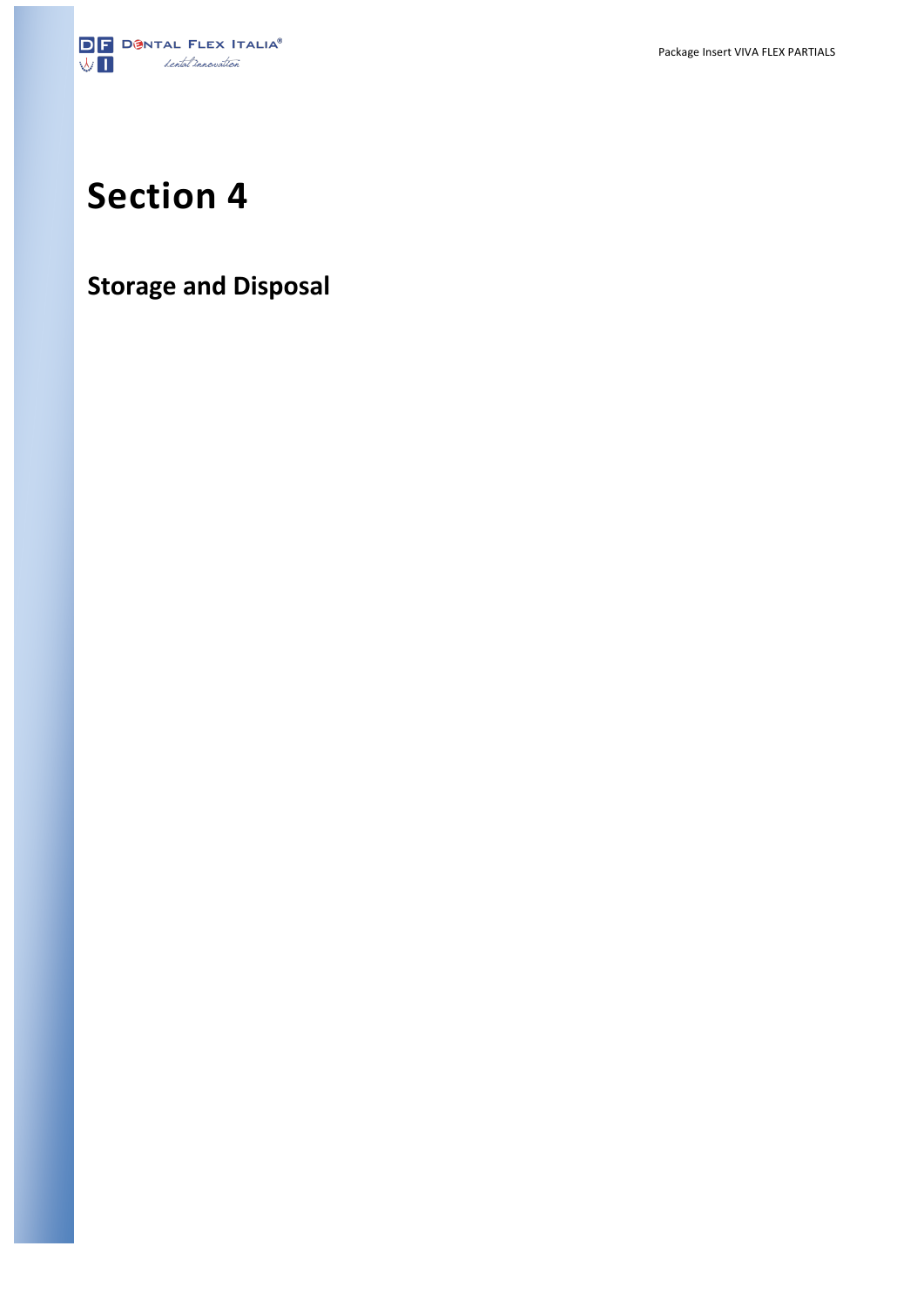# Section 4

## Storage and Disposal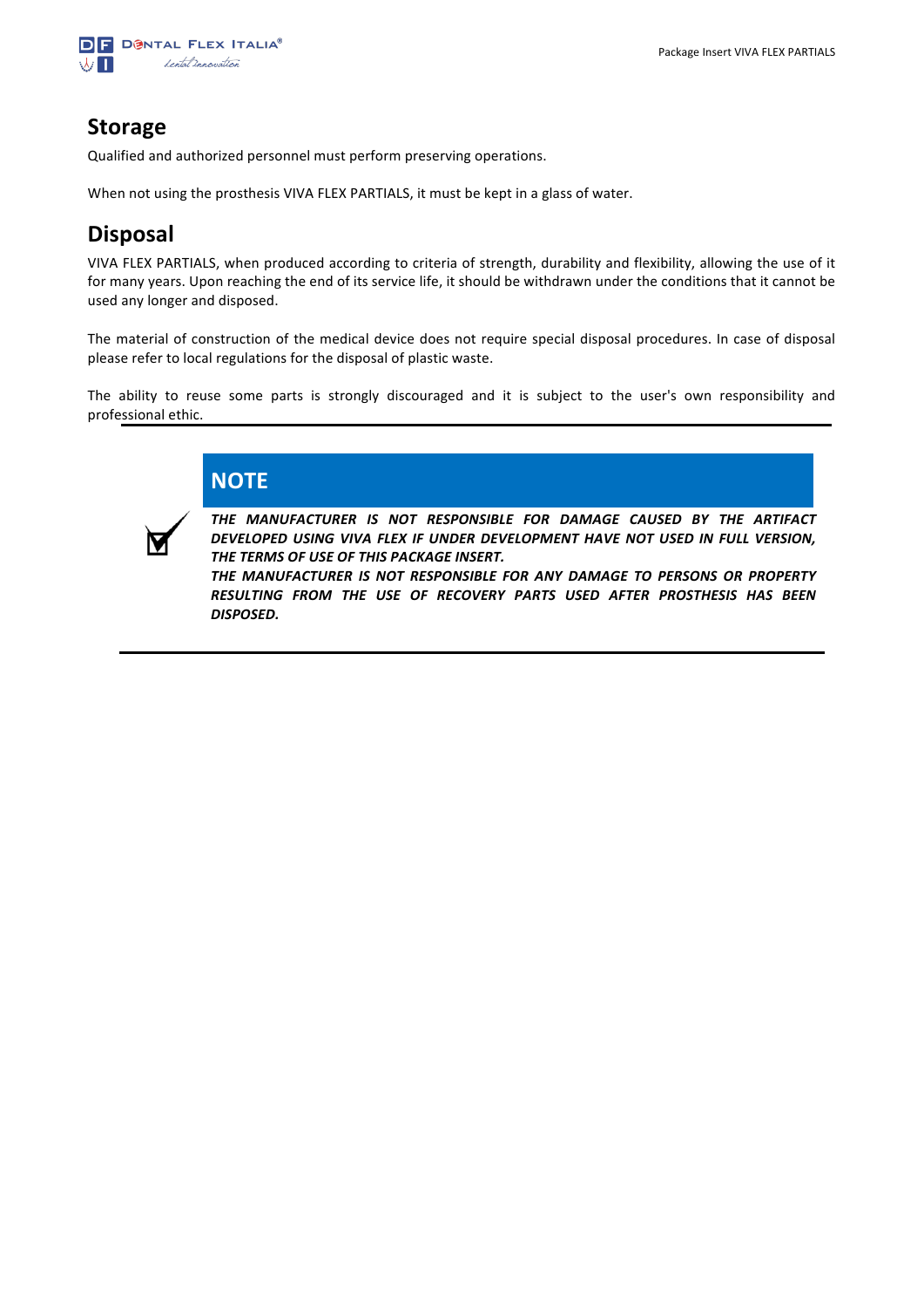## Storage

Qualified and authorized personnel must perform preserving operations.

When not using the prosthesis VIVA FLEX PARTIALS, it must be kept in a glass of water.

## Disposal

VIVA FLEX PARTIALS, when produced according to criteria of strength, durability and flexibility, allowing the use of it for many years. Upon reaching the end of its service life, it should be withdrawn under the conditions that it cannot be used any longer and disposed.

The material of construction of the medical device does not require special disposal procedures. In case of disposal please refer to local regulations for the disposal of plastic waste.

The ability to reuse some parts is strongly discouraged and it is subject to the user's own responsibility and professional ethic.

### NOTE

***THE MANUFACTURER IS NOT RESPONSIBLE FOR DAMAGE CAUSED BY THE ARTIFACT DEVELOPED USING VIVA FLEX IF UNDER DEVELOPMENT HAVE NOT USED IN FULL VERSION, THE TERMS OF USE OF THIS PACKAGE INSERT.***

***THE MANUFACTURER IS NOT RESPONSIBLE FOR ANY DAMAGE TO PERSONS OR PROPERTY RESULTING FROM THE USE OF RECOVERY PARTS USED AFTER PROSTHESIS HAS BEEN DISPOSED.***